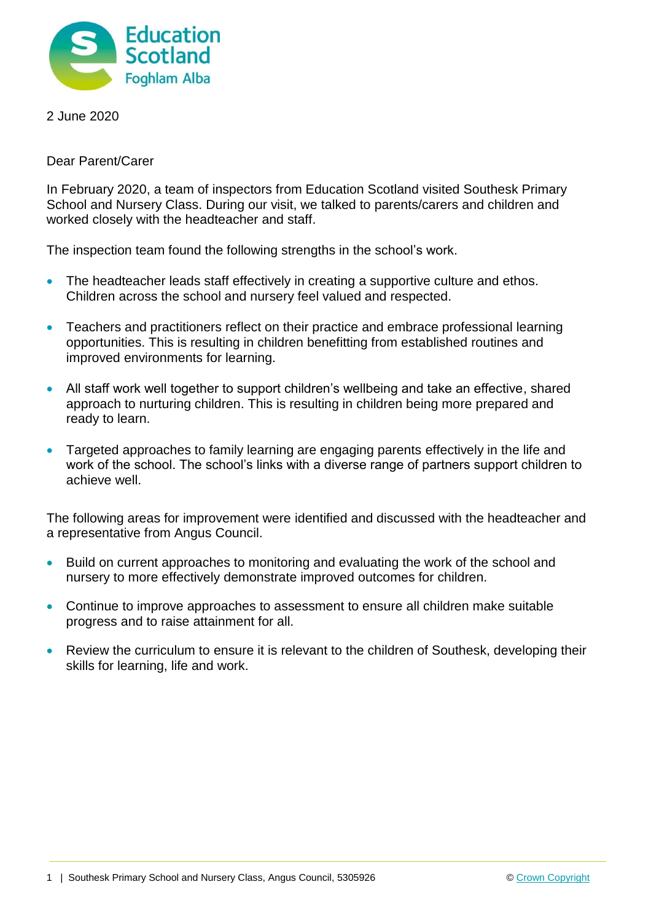2 June 2020

Dear Parent/Carer

In February 2020, a team of inspectors from Education Scotland visited Southesk Primary School and Nursery Class. During our visit, we talked to parents/carers and children and worked closely with the headteacher and staff.

The inspection team found the following strengths in the school's work.

- The headteacher leads staff effectively in creating a supportive culture and ethos. Children across the school and nursery feel valued and respected.
- Teachers and practitioners reflect on their practice and embrace professional learning opportunities. This is resulting in children benefitting from established routines and improved environments for learning.
- All staff work well together to support children's wellbeing and take an effective, shared approach to nurturing children. This is resulting in children being more prepared and ready to learn.
- Targeted approaches to family learning are engaging parents effectively in the life and work of the school. The school's links with a diverse range of partners support children to achieve well.

The following areas for improvement were identified and discussed with the headteacher and a representative from Angus Council.

- Build on current approaches to monitoring and evaluating the work of the school and nursery to more effectively demonstrate improved outcomes for children.
- Continue to improve approaches to assessment to ensure all children make suitable progress and to raise attainment for all.
- Review the curriculum to ensure it is relevant to the children of Southesk, developing their skills for learning, life and work.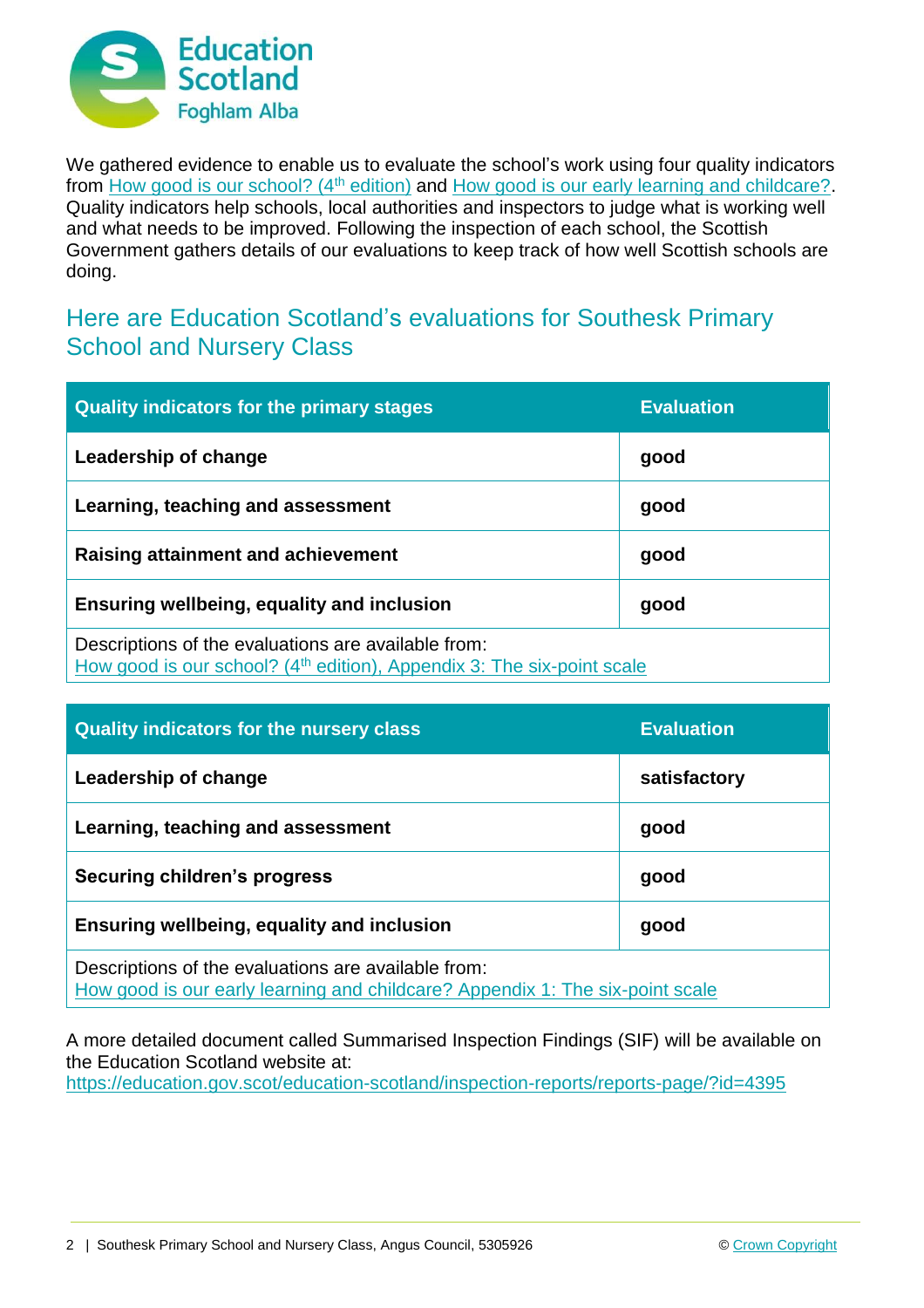We gathered evidence to enable us to evaluate the school's work using four quality indicators from How good is our school? (4th edition) and How good is our early learning and childcare?. Quality indicators help schools, local authorities and inspectors to judge what is working well and what needs to be improved. Following the inspection of each school, the Scottish Government gathers details of our evaluations to keep track of how well Scottish schools are doing.

## Here are Education Scotland's evaluations for Southesk Primary School and Nursery Class

| Quality indicators for the primary stages | Evaluation |
| --- | --- |
| **Leadership of change** | **good** |
| **Learning, teaching and assessment** | **good** |
| **Raising attainment and achievement** | **good** |
| **Ensuring wellbeing, equality and inclusion** | **good** |
| Descriptions of the evaluations are available from: How good is our school? (4th edition), Appendix 3: The six-point scale | |

| Quality indicators for the nursery class | Evaluation |
| --- | --- |
| **Leadership of change** | **satisfactory** |
| **Learning, teaching and assessment** | **good** |
| **Securing children's progress** | **good** |
| **Ensuring wellbeing, equality and inclusion** | **good** |
| Descriptions of the evaluations are available from: How good is our early learning and childcare? Appendix 1: The six-point scale | |

A more detailed document called Summarised Inspection Findings (SIF) will be available on the Education Scotland website at: https://education.gov.scot/education-scotland/inspection-reports/reports-page/?id=4395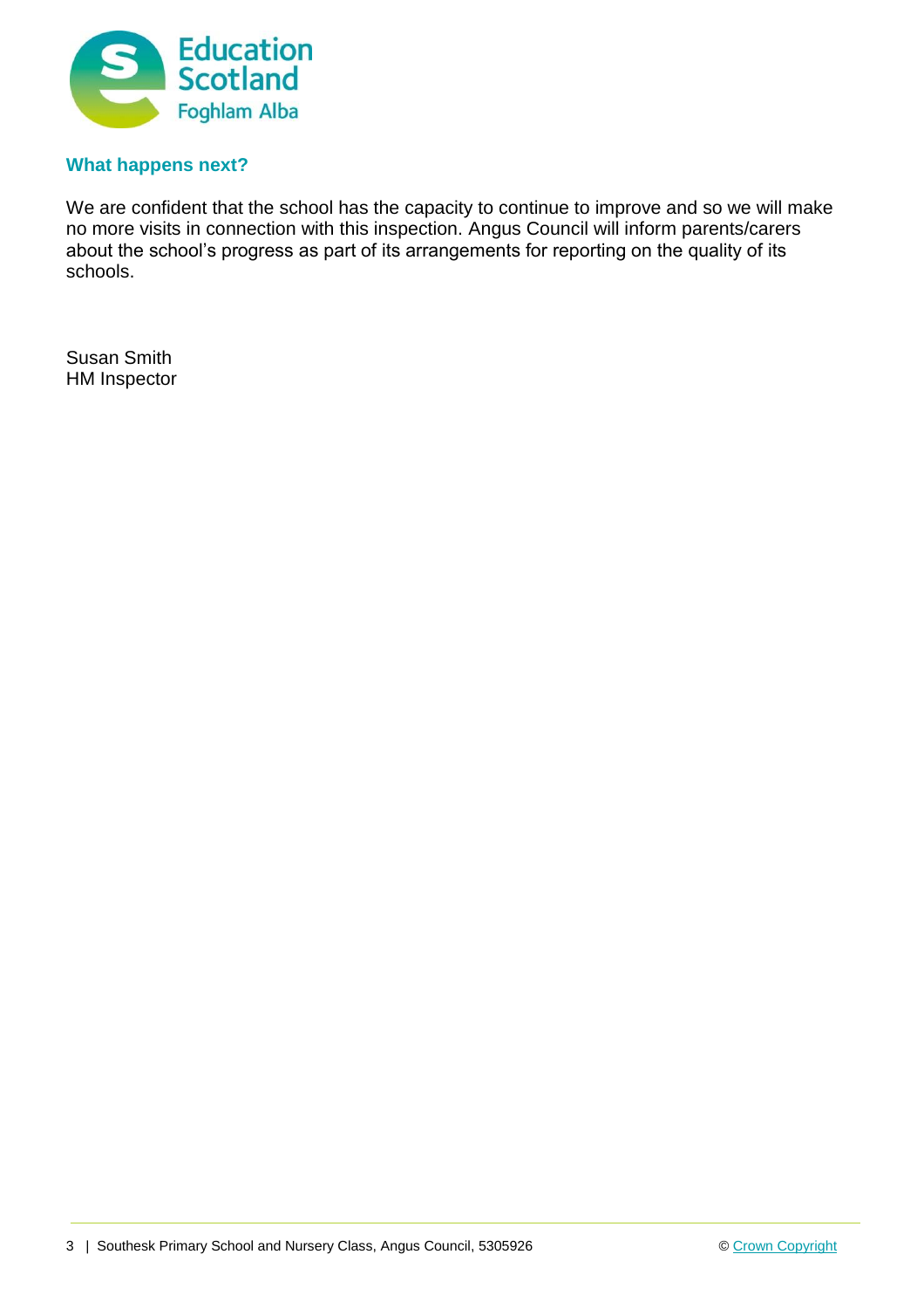## What happens next?

We are confident that the school has the capacity to continue to improve and so we will make no more visits in connection with this inspection. Angus Council will inform parents/carers about the school's progress as part of its arrangements for reporting on the quality of its schools.

Susan Smith
HM Inspector